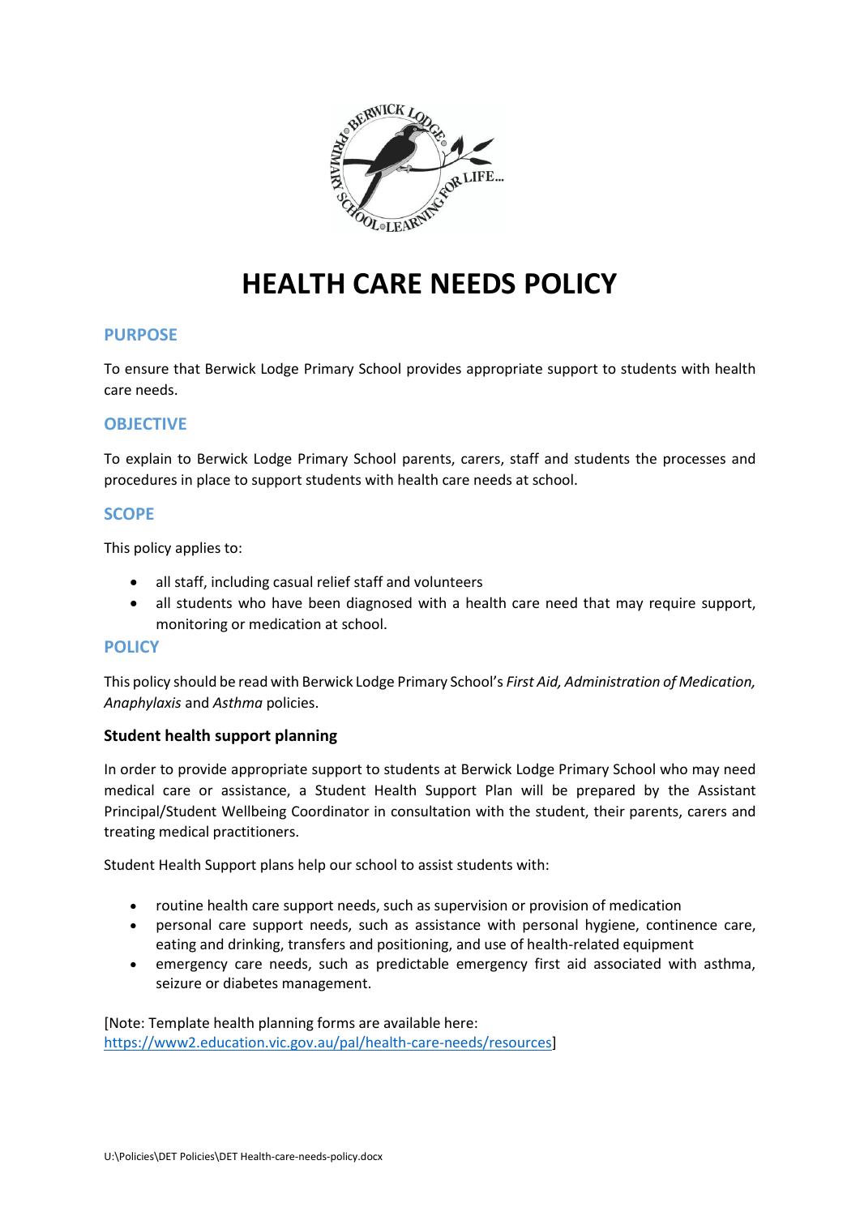# HEALTH CARE NEEDS POLICY

## PURPOSE

To ensure that Berwick Lodge Primary School provides appropriate support to students with health care needs.

## OBJECTIVE

To explain to Berwick Lodge Primary School parents, carers, staff and students the processes and procedures in place to support students with health care needs at school.

## SCOPE

This policy applies to:

- all staff, including casual relief staff and volunteers
- all students who have been diagnosed with a health care need that may require support, monitoring or medication at school.

## POLICY

This policy should be read with Berwick Lodge Primary School's *First Aid, Administration of Medication, Anaphylaxis* and *Asthma* policies.

### Student health support planning

In order to provide appropriate support to students at Berwick Lodge Primary School who may need medical care or assistance, a Student Health Support Plan will be prepared by the Assistant Principal/Student Wellbeing Coordinator in consultation with the student, their parents, carers and treating medical practitioners.

Student Health Support plans help our school to assist students with:

- routine health care support needs, such as supervision or provision of medication
- personal care support needs, such as assistance with personal hygiene, continence care, eating and drinking, transfers and positioning, and use of health-related equipment
- emergency care needs, such as predictable emergency first aid associated with asthma, seizure or diabetes management.

[Note: Template health planning forms are available here: https://www2.education.vic.gov.au/pal/health-care-needs/resources]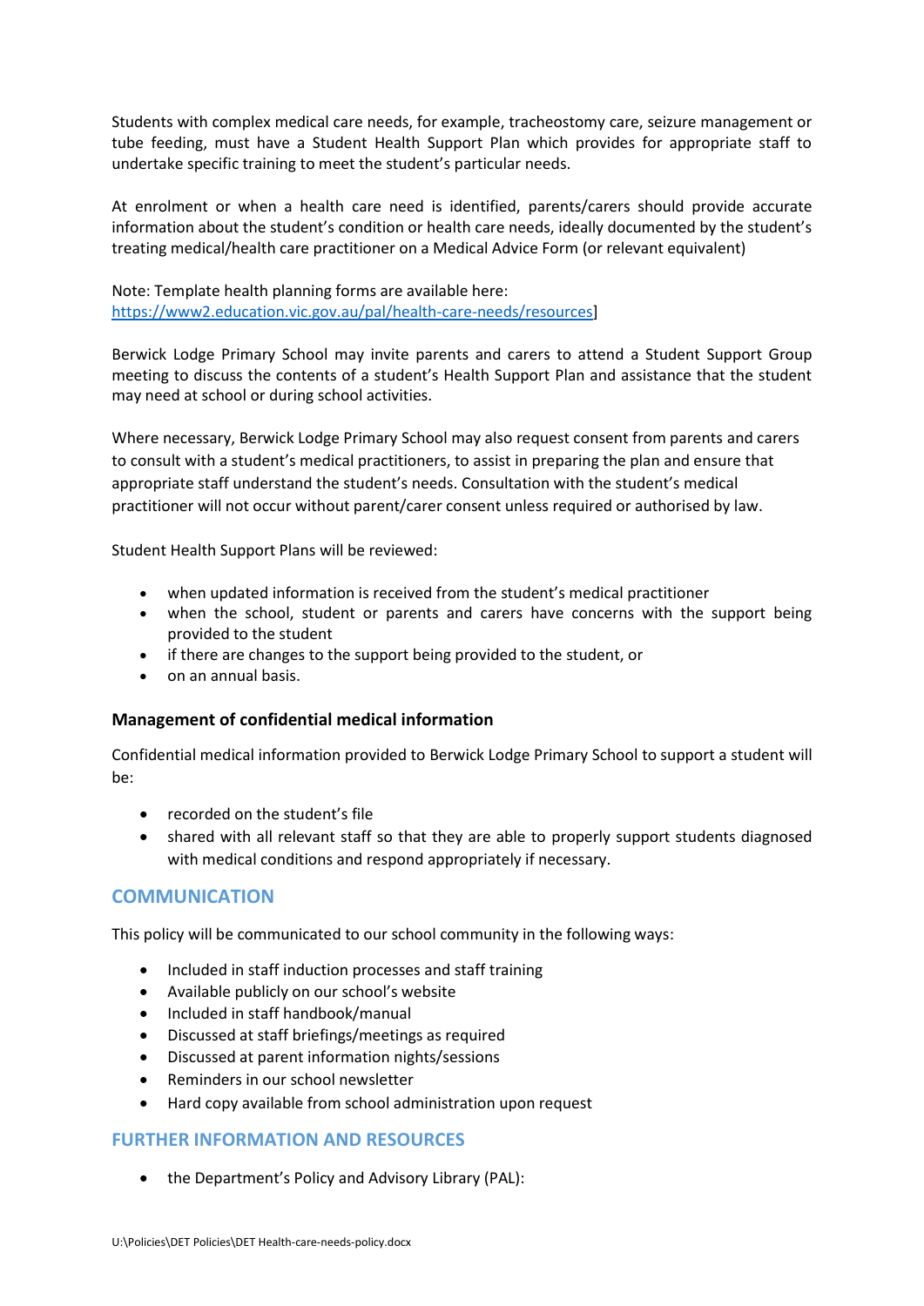Students with complex medical care needs, for example, tracheostomy care, seizure management or tube feeding, must have a Student Health Support Plan which provides for appropriate staff to undertake specific training to meet the student's particular needs.

At enrolment or when a health care need is identified, parents/carers should provide accurate information about the student's condition or health care needs, ideally documented by the student's treating medical/health care practitioner on a Medical Advice Form (or relevant equivalent)

Note: Template health planning forms are available here: [https://www2.education.vic.gov.au/pal/health-care-needs/resources](https://www2.education.vic.gov.au/pal/health-care-needs/resources)]

Berwick Lodge Primary School may invite parents and carers to attend a Student Support Group meeting to discuss the contents of a student's Health Support Plan and assistance that the student may need at school or during school activities.

Where necessary, Berwick Lodge Primary School may also request consent from parents and carers to consult with a student's medical practitioners, to assist in preparing the plan and ensure that appropriate staff understand the student's needs. Consultation with the student's medical practitioner will not occur without parent/carer consent unless required or authorised by law.

Student Health Support Plans will be reviewed:

- when updated information is received from the student's medical practitioner
- when the school, student or parents and carers have concerns with the support being provided to the student
- if there are changes to the support being provided to the student, or
- on an annual basis.

### Management of confidential medical information

Confidential medical information provided to Berwick Lodge Primary School to support a student will be:

- recorded on the student's file
- shared with all relevant staff so that they are able to properly support students diagnosed with medical conditions and respond appropriately if necessary.

## COMMUNICATION

This policy will be communicated to our school community in the following ways:

- Included in staff induction processes and staff training
- Available publicly on our school's website
- Included in staff handbook/manual
- Discussed at staff briefings/meetings as required
- Discussed at parent information nights/sessions
- Reminders in our school newsletter
- Hard copy available from school administration upon request

## FURTHER INFORMATION AND RESOURCES

- the Department's Policy and Advisory Library (PAL):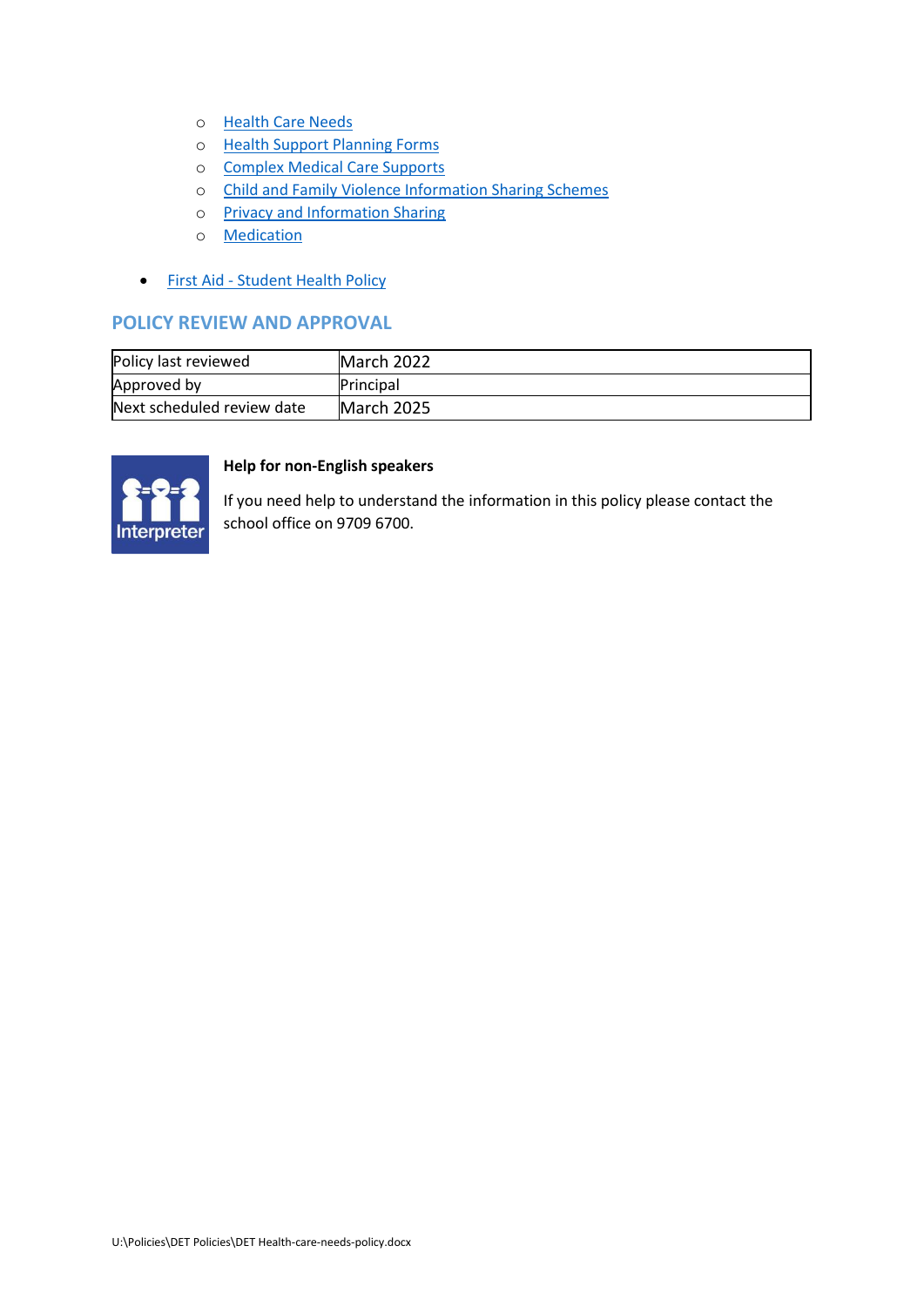- Health Care Needs
- Health Support Planning Forms
- Complex Medical Care Supports
- Child and Family Violence Information Sharing Schemes
- Privacy and Information Sharing
- Medication

- First Aid - Student Health Policy

## POLICY REVIEW AND APPROVAL

| | |
|---|---|
| Policy last reviewed | March 2022 |
| Approved by | Principal |
| Next scheduled review date | March 2025 |

**Help for non-English speakers**

If you need help to understand the information in this policy please contact the school office on 9709 6700.

U:\Policies\DET Policies\DET Health-care-needs-policy.docx